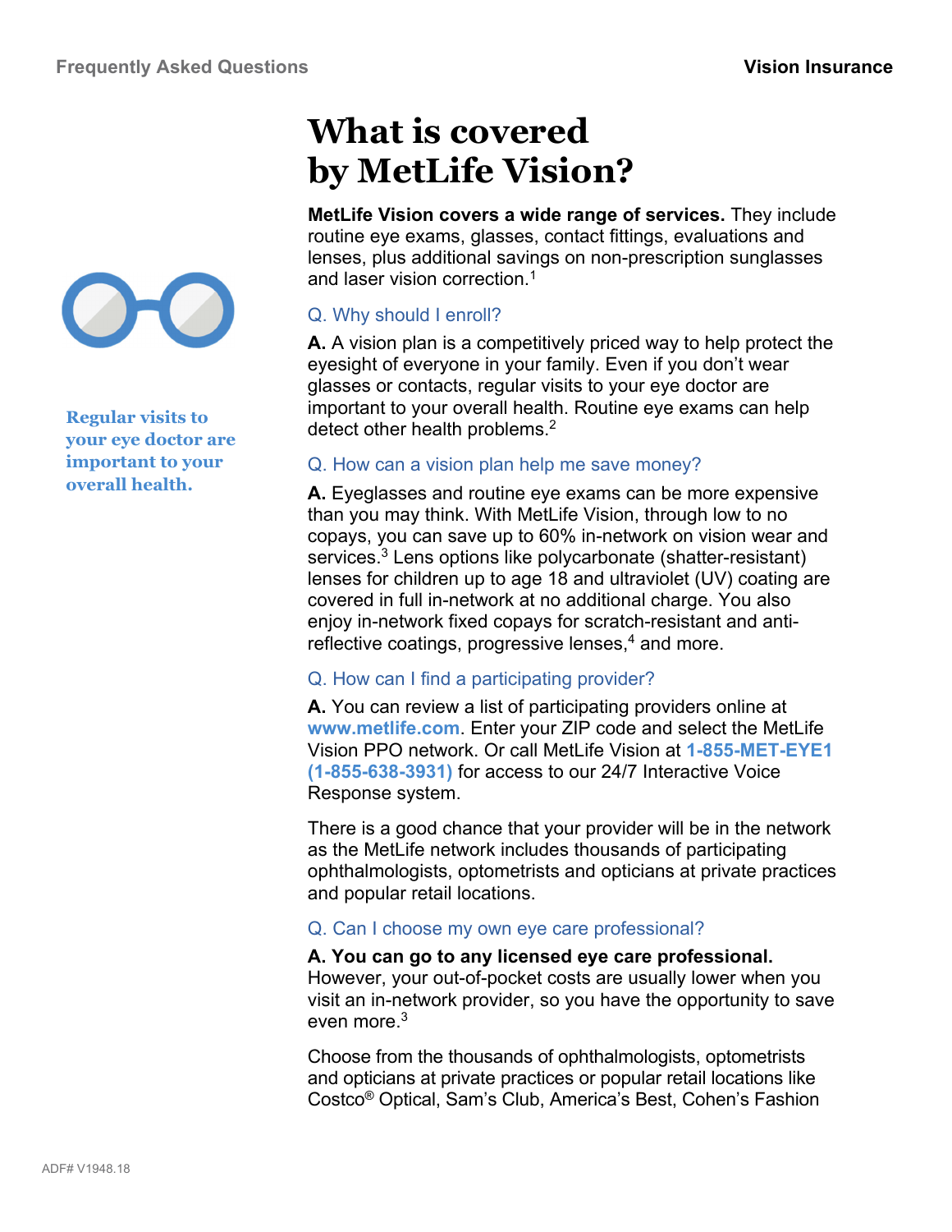# What is covered by MetLife Vision?

**MetLife Vision covers a wide range of services.** They include routine eye exams, glasses, contact fittings, evaluations and lenses, plus additional savings on non-prescription sunglasses and laser vision correction.[1]

**Regular visits to your eye doctor are important to your overall health.**

### Q. Why should I enroll?

**A.** A vision plan is a competitively priced way to help protect the eyesight of everyone in your family. Even if you don't wear glasses or contacts, regular visits to your eye doctor are important to your overall health. Routine eye exams can help detect other health problems.[2]

### Q. How can a vision plan help me save money?

**A.** Eyeglasses and routine eye exams can be more expensive than you may think. With MetLife Vision, through low to no copays, you can save up to 60% in-network on vision wear and services.[3] Lens options like polycarbonate (shatter-resistant) lenses for children up to age 18 and ultraviolet (UV) coating are covered in full in-network at no additional charge. You also enjoy in-network fixed copays for scratch-resistant and anti-reflective coatings, progressive lenses,[4] and more.

### Q. How can I find a participating provider?

**A.** You can review a list of participating providers online at **www.metlife.com**. Enter your ZIP code and select the MetLife Vision PPO network. Or call MetLife Vision at **1-855-MET-EYE1 (1-855-638-3931)** for access to our 24/7 Interactive Voice Response system.

There is a good chance that your provider will be in the network as the MetLife network includes thousands of participating ophthalmologists, optometrists and opticians at private practices and popular retail locations.

### Q. Can I choose my own eye care professional?

**A. You can go to any licensed eye care professional.** However, your out-of-pocket costs are usually lower when you visit an in-network provider, so you have the opportunity to save even more.[3]

Choose from the thousands of ophthalmologists, optometrists and opticians at private practices or popular retail locations like Costco® Optical, Sam's Club, America's Best, Cohen's Fashion

ADF# V1948.18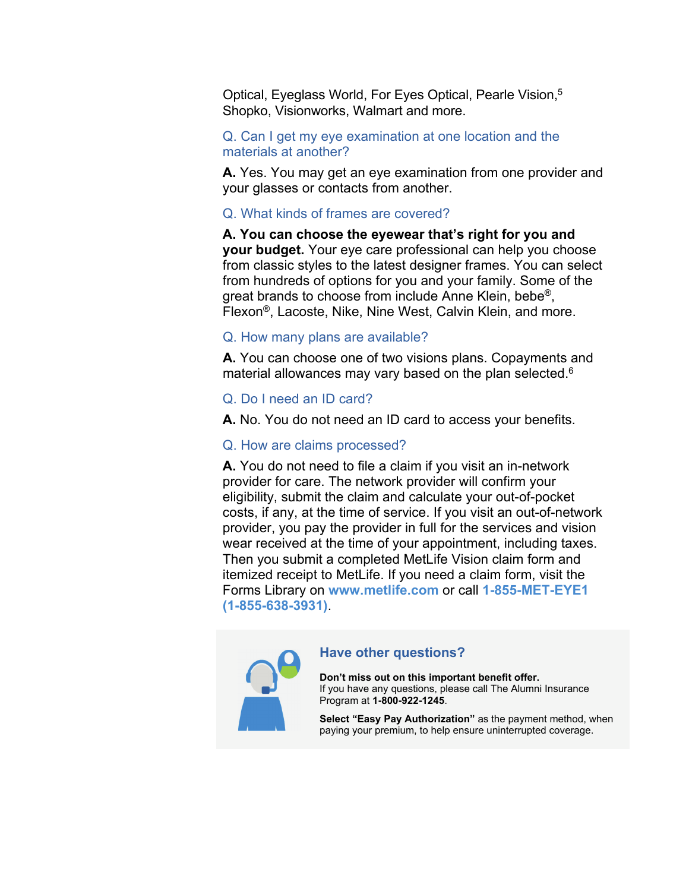Optical, Eyeglass World, For Eyes Optical, Pearle Vision,[5] Shopko, Visionworks, Walmart and more.

### Q. Can I get my eye examination at one location and the materials at another?

**A.** Yes. You may get an eye examination from one provider and your glasses or contacts from another.

### Q. What kinds of frames are covered?

**A. You can choose the eyewear that's right for you and your budget.** Your eye care professional can help you choose from classic styles to the latest designer frames. You can select from hundreds of options for you and your family. Some of the great brands to choose from include Anne Klein, bebe®, Flexon®, Lacoste, Nike, Nine West, Calvin Klein, and more.

### Q. How many plans are available?

**A.** You can choose one of two visions plans. Copayments and material allowances may vary based on the plan selected.[6]

### Q. Do I need an ID card?

**A.** No. You do not need an ID card to access your benefits.

### Q. How are claims processed?

**A.** You do not need to file a claim if you visit an in-network provider for care. The network provider will confirm your eligibility, submit the claim and calculate your out-of-pocket costs, if any, at the time of service. If you visit an out-of-network provider, you pay the provider in full for the services and vision wear received at the time of your appointment, including taxes. Then you submit a completed MetLife Vision claim form and itemized receipt to MetLife. If you need a claim form, visit the Forms Library on **www.metlife.com** or call **1-855-MET-EYE1 (1-855-638-3931)**.

### Have other questions?

**Don't miss out on this important benefit offer.**
If you have any questions, please call The Alumni Insurance Program at **1-800-922-1245**.

**Select "Easy Pay Authorization"** as the payment method, when paying your premium, to help ensure uninterrupted coverage.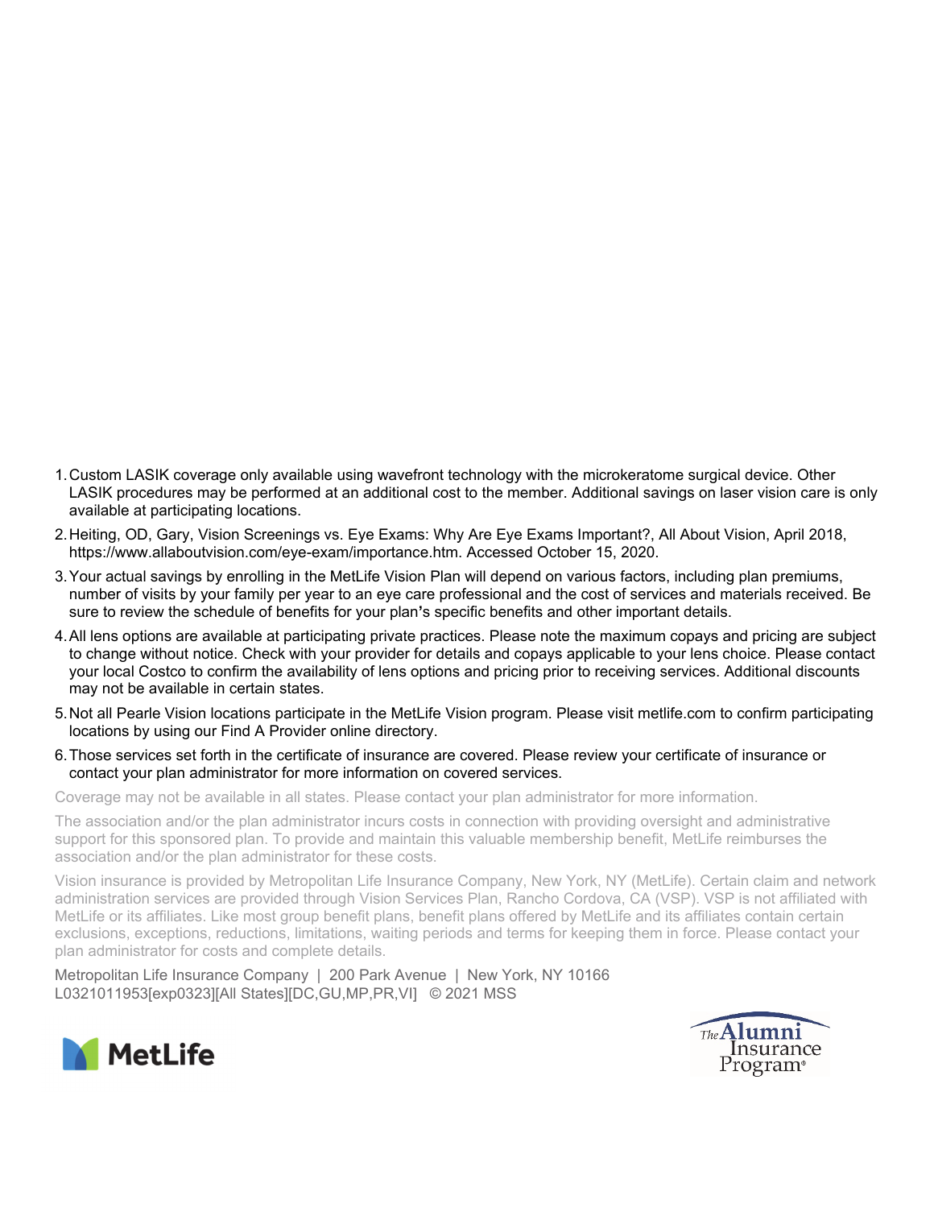1. Custom LASIK coverage only available using wavefront technology with the microkeratome surgical device. Other LASIK procedures may be performed at an additional cost to the member. Additional savings on laser vision care is only available at participating locations.
2. Heiting, OD, Gary, Vision Screenings vs. Eye Exams: Why Are Eye Exams Important?, All About Vision, April 2018, https://www.allaboutvision.com/eye-exam/importance.htm. Accessed October 15, 2020.
3. Your actual savings by enrolling in the MetLife Vision Plan will depend on various factors, including plan premiums, number of visits by your family per year to an eye care professional and the cost of services and materials received. Be sure to review the schedule of benefits for your plan's specific benefits and other important details.
4. All lens options are available at participating private practices. Please note the maximum copays and pricing are subject to change without notice. Check with your provider for details and copays applicable to your lens choice. Please contact your local Costco to confirm the availability of lens options and pricing prior to receiving services. Additional discounts may not be available in certain states.
5. Not all Pearle Vision locations participate in the MetLife Vision program. Please visit metlife.com to confirm participating locations by using our Find A Provider online directory.
6. Those services set forth in the certificate of insurance are covered. Please review your certificate of insurance or contact your plan administrator for more information on covered services.

Coverage may not be available in all states. Please contact your plan administrator for more information.

The association and/or the plan administrator incurs costs in connection with providing oversight and administrative support for this sponsored plan. To provide and maintain this valuable membership benefit, MetLife reimburses the association and/or the plan administrator for these costs.

Vision insurance is provided by Metropolitan Life Insurance Company, New York, NY (MetLife). Certain claim and network administration services are provided through Vision Services Plan, Rancho Cordova, CA (VSP). VSP is not affiliated with MetLife or its affiliates. Like most group benefit plans, benefit plans offered by MetLife and its affiliates contain certain exclusions, exceptions, reductions, limitations, waiting periods and terms for keeping them in force. Please contact your plan administrator for costs and complete details.

Metropolitan Life Insurance Company | 200 Park Avenue | New York, NY 10166
L0321011953[exp0323][All States][DC,GU,MP,PR,VI] © 2021 MSS

MetLife

The Alumni Insurance Program®